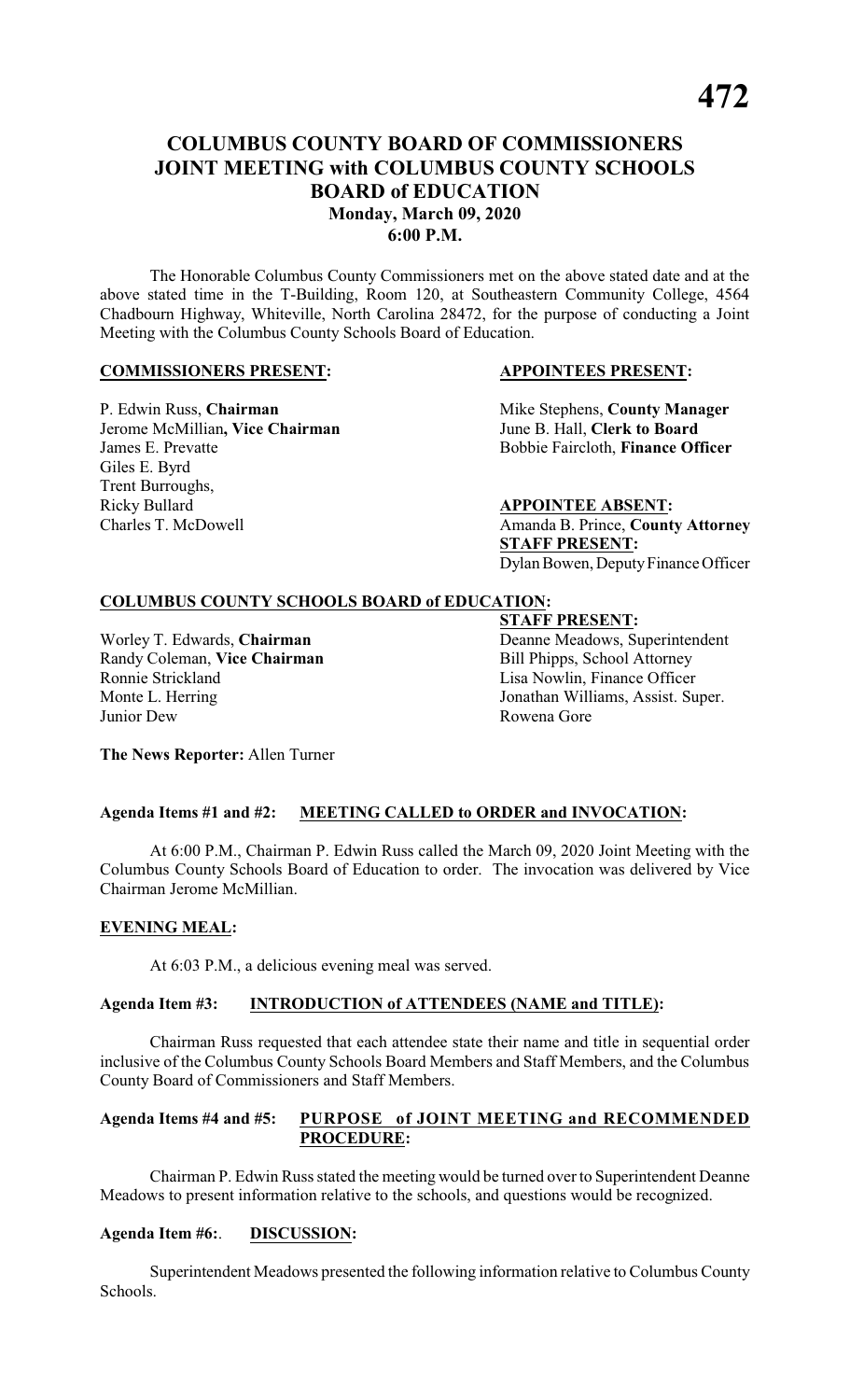# COLUMBUS COUNTY BOARD OF COMMISSIONERS JOINT MEETING with COLUMBUS COUNTY SCHOOLS BOARD of EDUCATION

**Monday, March 09, 2020**
**6:00 P.M.**

The Honorable Columbus County Commissioners met on the above stated date and at the above stated time in the T-Building, Room 120, at Southeastern Community College, 4564 Chadbourn Highway, Whiteville, North Carolina 28472, for the purpose of conducting a Joint Meeting with the Columbus County Schools Board of Education.

**COMMISSIONERS PRESENT:**

P. Edwin Russ, **Chairman**
Jerome McMillian**, Vice Chairman**
James E. Prevatte
Giles E. Byrd
Trent Burroughs,
Ricky Bullard
Charles T. McDowell

**APPOINTEES PRESENT:**

Mike Stephens, **County Manager**
June B. Hall, **Clerk to Board**
Bobbie Faircloth, **Finance Officer**

**APPOINTEE ABSENT:**

Amanda B. Prince, **County Attorney**

**STAFF PRESENT:**

Dylan Bowen, Deputy Finance Officer

**COLUMBUS COUNTY SCHOOLS BOARD of EDUCATION:**

Worley T. Edwards, **Chairman**
Randy Coleman, **Vice Chairman**
Ronnie Strickland
Monte L. Herring
Junior Dew

**STAFF PRESENT:**

Deanne Meadows, Superintendent
Bill Phipps, School Attorney
Lisa Nowlin, Finance Officer
Jonathan Williams, Assist. Super.
Rowena Gore

**The News Reporter:** Allen Turner

**Agenda Items #1 and #2: MEETING CALLED to ORDER and INVOCATION:**

At 6:00 P.M., Chairman P. Edwin Russ called the March 09, 2020 Joint Meeting with the Columbus County Schools Board of Education to order. The invocation was delivered by Vice Chairman Jerome McMillian.

**EVENING MEAL:**

At 6:03 P.M., a delicious evening meal was served.

**Agenda Item #3: INTRODUCTION of ATTENDEES (NAME and TITLE):**

Chairman Russ requested that each attendee state their name and title in sequential order inclusive of the Columbus County Schools Board Members and Staff Members, and the Columbus County Board of Commissioners and Staff Members.

**Agenda Items #4 and #5: PURPOSE of JOINT MEETING and RECOMMENDED PROCEDURE:**

Chairman P. Edwin Russ stated the meeting would be turned over to Superintendent Deanne Meadows to present information relative to the schools, and questions would be recognized.

**Agenda Item #6:. DISCUSSION:**

Superintendent Meadows presented the following information relative to Columbus County Schools.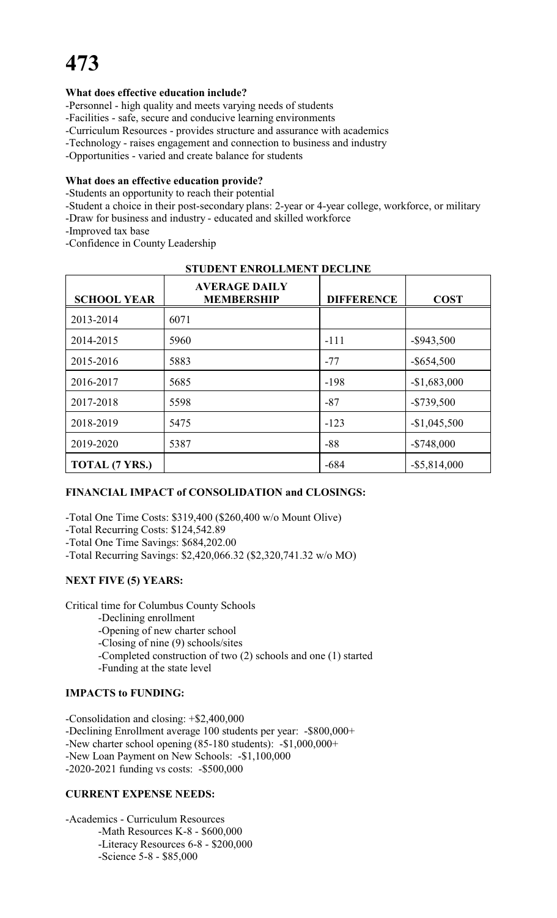**What does effective education include?**

-Personnel - high quality and meets varying needs of students
-Facilities - safe, secure and conducive learning environments
-Curriculum Resources - provides structure and assurance with academics
-Technology - raises engagement and connection to business and industry
-Opportunities - varied and create balance for students

**What does an effective education provide?**

-Students an opportunity to reach their potential
-Student a choice in their post-secondary plans: 2-year or 4-year college, workforce, or military
-Draw for business and industry - educated and skilled workforce
-Improved tax base
-Confidence in County Leadership

**STUDENT ENROLLMENT DECLINE**

| SCHOOL YEAR | AVERAGE DAILY MEMBERSHIP | DIFFERENCE | COST |
|---|---|---|---|
| 2013-2014 | 6071 | | |
| 2014-2015 | 5960 | -111 | -$943,500 |
| 2015-2016 | 5883 | -77 | -$654,500 |
| 2016-2017 | 5685 | -198 | -$1,683,000 |
| 2017-2018 | 5598 | -87 | -$739,500 |
| 2018-2019 | 5475 | -123 | -$1,045,500 |
| 2019-2020 | 5387 | -88 | -$748,000 |
| **TOTAL (7 YRS.)** | | -684 | -$5,814,000 |

**FINANCIAL IMPACT of CONSOLIDATION and CLOSINGS:**

-Total One Time Costs: $319,400 ($260,400 w/o Mount Olive)
-Total Recurring Costs: $124,542.89
-Total One Time Savings: $684,202.00
-Total Recurring Savings: $2,420,066.32 ($2,320,741.32 w/o MO)

**NEXT FIVE (5) YEARS:**

Critical time for Columbus County Schools

- -Declining enrollment
- -Opening of new charter school
- -Closing of nine (9) schools/sites
- -Completed construction of two (2) schools and one (1) started
- -Funding at the state level

**IMPACTS to FUNDING:**

-Consolidation and closing: +$2,400,000
-Declining Enrollment average 100 students per year: -$800,000+
-New charter school opening (85-180 students): -$1,000,000+
-New Loan Payment on New Schools: -$1,100,000
-2020-2021 funding vs costs: -$500,000

**CURRENT EXPENSE NEEDS:**

-Academics - Curriculum Resources

- -Math Resources K-8 - $600,000
- -Literacy Resources 6-8 - $200,000
- -Science 5-8 - $85,000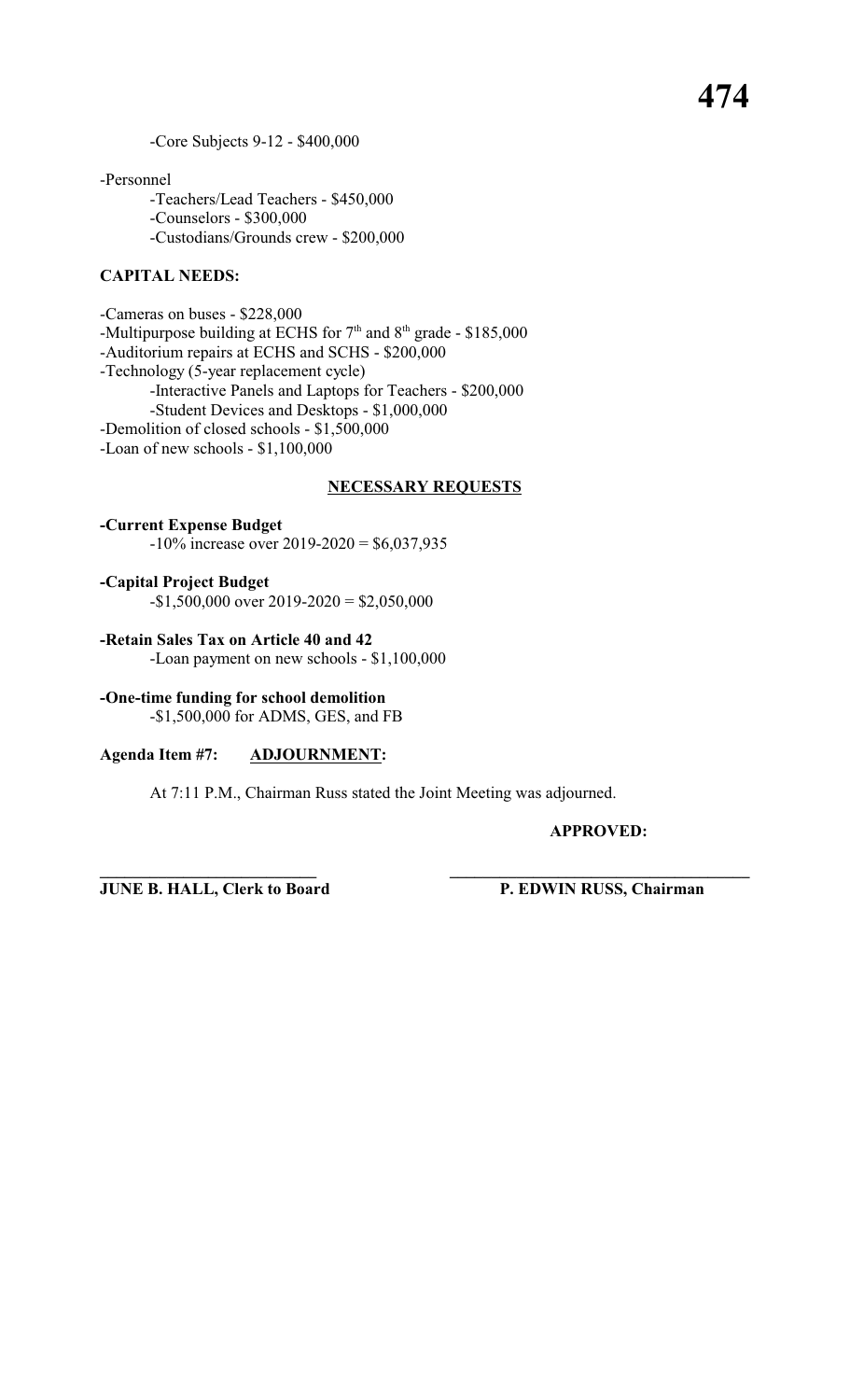- Core Subjects 9-12 - $400,000

-Personnel
- Teachers/Lead Teachers - $450,000
- Counselors - $300,000
- Custodians/Grounds crew - $200,000

**CAPITAL NEEDS:**

-Cameras on buses - $228,000
-Multipurpose building at ECHS for 7th and 8th grade - $185,000
-Auditorium repairs at ECHS and SCHS - $200,000
-Technology (5-year replacement cycle)
- Interactive Panels and Laptops for Teachers - $200,000
- Student Devices and Desktops - $1,000,000

-Demolition of closed schools - $1,500,000
-Loan of new schools - $1,100,000

**NECESSARY REQUESTS**

**-Current Expense Budget**
-10% increase over 2019-2020 = $6,037,935

**-Capital Project Budget**
-$1,500,000 over 2019-2020 = $2,050,000

**-Retain Sales Tax on Article 40 and 42**
-Loan payment on new schools - $1,100,000

**-One-time funding for school demolition**
-$1,500,000 for ADMS, GES, and FB

**Agenda Item #7: ADJOURNMENT:**

At 7:11 P.M., Chairman Russ stated the Joint Meeting was adjourned.

**APPROVED:**

______________________________ ______________________________

**JUNE B. HALL, Clerk to Board** **P. EDWIN RUSS, Chairman**